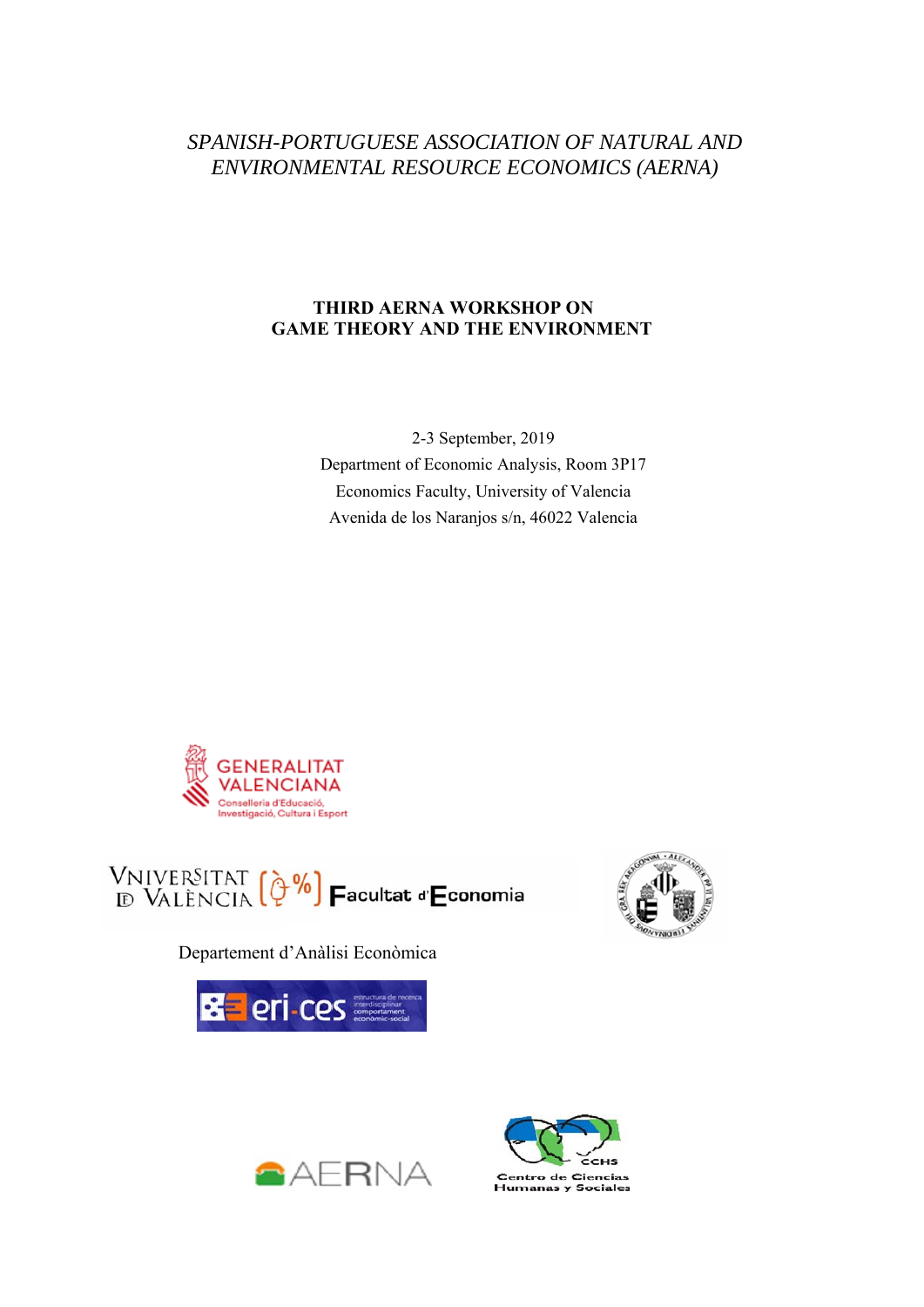*SPANISH-PORTUGUESE ASSOCIATION OF NATURAL AND ENVIRONMENTAL RESOURCE ECONOMICS (AERNA)*

# THIRD AERNA WORKSHOP ON GAME THEORY AND THE ENVIRONMENT

2-3 September, 2019

Department of Economic Analysis, Room 3P17

Economics Faculty, University of Valencia

Avenida de los Naranjos s/n, 46022 Valencia

GENERALITAT VALENCIANA

Conselleria d'Educació, Investigació, Cultura i Esport

VNIVERSITAT DE VALÈNCIA Facultat d'Economia

Departement d'Anàlisi Econòmica

eri-ces estructura de recerca interdisciplinar comportament econòmic-social

AERNA

CCHS Centro de Ciencias Humanas y Sociales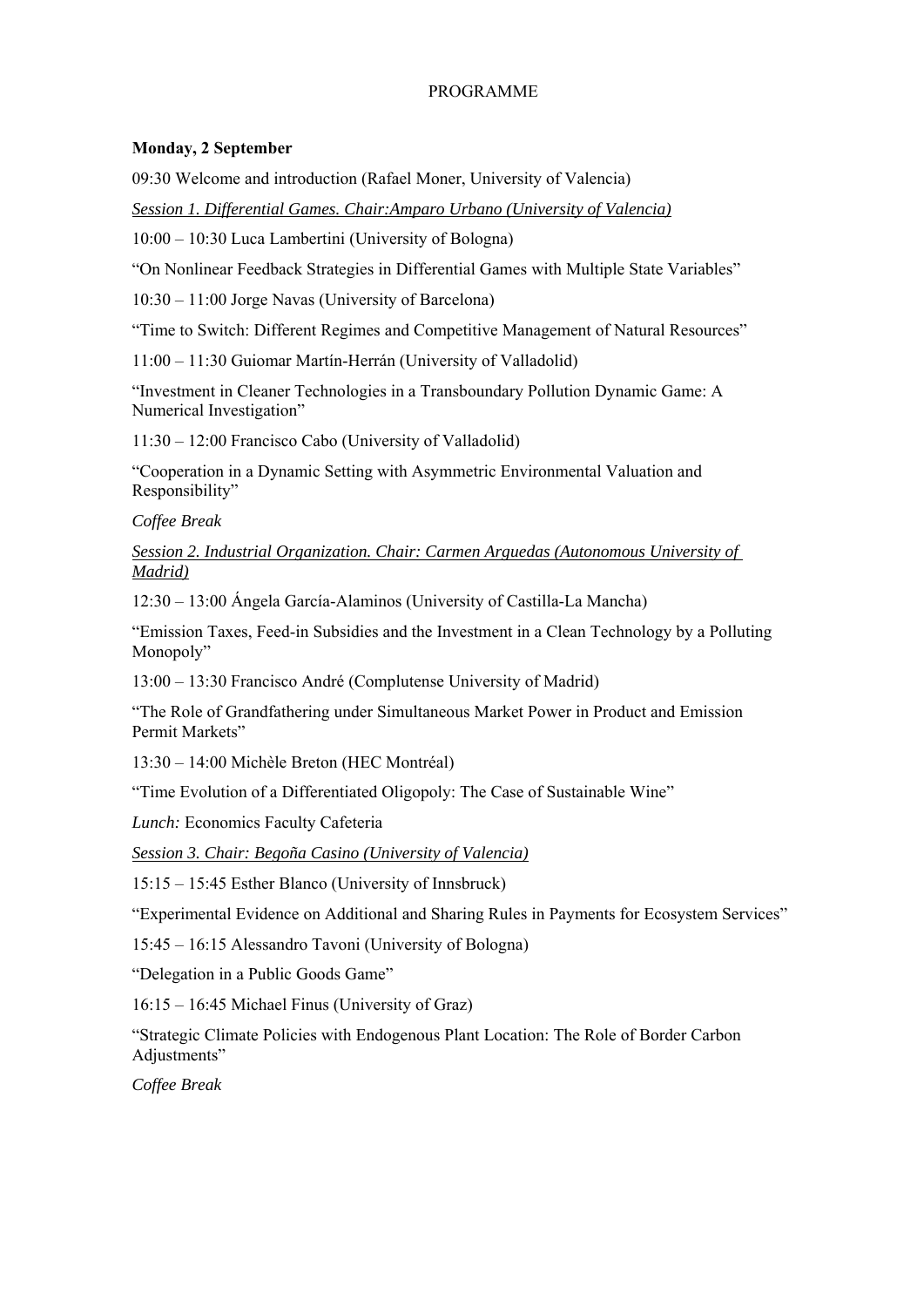# PROGRAMME

**Monday, 2 September**

09:30 Welcome and introduction (Rafael Moner, University of Valencia)

*Session 1. Differential Games. Chair:Amparo Urbano (University of Valencia)*

10:00 – 10:30 Luca Lambertini (University of Bologna)

"On Nonlinear Feedback Strategies in Differential Games with Multiple State Variables"

10:30 – 11:00 Jorge Navas (University of Barcelona)

"Time to Switch: Different Regimes and Competitive Management of Natural Resources"

11:00 – 11:30 Guiomar Martín-Herrán (University of Valladolid)

"Investment in Cleaner Technologies in a Transboundary Pollution Dynamic Game: A Numerical Investigation"

11:30 – 12:00 Francisco Cabo (University of Valladolid)

"Cooperation in a Dynamic Setting with Asymmetric Environmental Valuation and Responsibility"

*Coffee Break*

*Session 2. Industrial Organization. Chair: Carmen Arguedas (Autonomous University of Madrid)*

12:30 – 13:00 Ángela García-Alaminos (University of Castilla-La Mancha)

"Emission Taxes, Feed-in Subsidies and the Investment in a Clean Technology by a Polluting Monopoly"

13:00 – 13:30 Francisco André (Complutense University of Madrid)

"The Role of Grandfathering under Simultaneous Market Power in Product and Emission Permit Markets"

13:30 – 14:00 Michèle Breton (HEC Montréal)

"Time Evolution of a Differentiated Oligopoly: The Case of Sustainable Wine"

*Lunch:* Economics Faculty Cafeteria

*Session 3. Chair: Begoña Casino (University of Valencia)*

15:15 – 15:45 Esther Blanco (University of Innsbruck)

"Experimental Evidence on Additional and Sharing Rules in Payments for Ecosystem Services"

15:45 – 16:15 Alessandro Tavoni (University of Bologna)

"Delegation in a Public Goods Game"

16:15 – 16:45 Michael Finus (University of Graz)

"Strategic Climate Policies with Endogenous Plant Location: The Role of Border Carbon Adjustments"

*Coffee Break*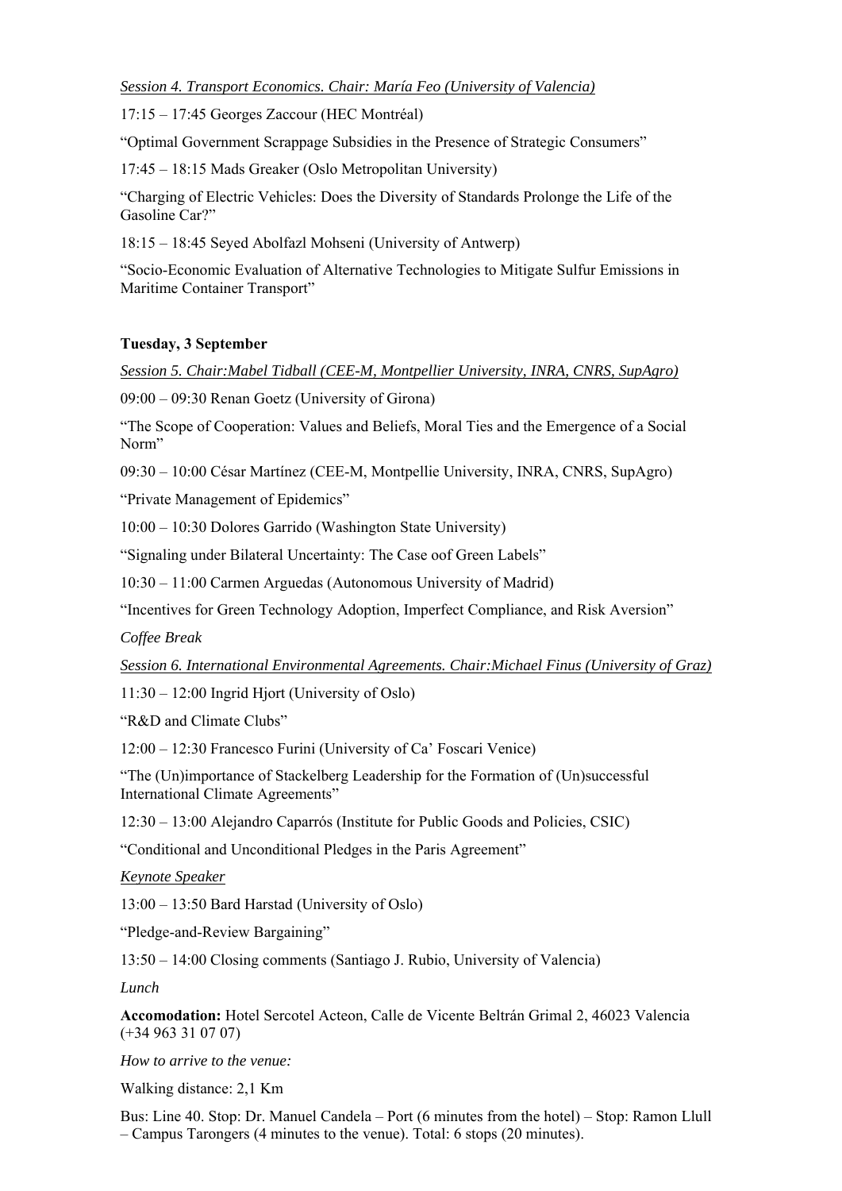*Session 4. Transport Economics. Chair: María Feo (University of Valencia)*

17:15 – 17:45 Georges Zaccour (HEC Montréal)

"Optimal Government Scrappage Subsidies in the Presence of Strategic Consumers"

17:45 – 18:15 Mads Greaker (Oslo Metropolitan University)

"Charging of Electric Vehicles: Does the Diversity of Standards Prolonge the Life of the Gasoline Car?"

18:15 – 18:45 Seyed Abolfazl Mohseni (University of Antwerp)

"Socio-Economic Evaluation of Alternative Technologies to Mitigate Sulfur Emissions in Maritime Container Transport"

**Tuesday, 3 September**

*Session 5. Chair:Mabel Tidball (CEE-M, Montpellier University, INRA, CNRS, SupAgro)*

09:00 – 09:30 Renan Goetz (University of Girona)

"The Scope of Cooperation: Values and Beliefs, Moral Ties and the Emergence of a Social Norm"

09:30 – 10:00 César Martínez (CEE-M, Montpellie University, INRA, CNRS, SupAgro)

"Private Management of Epidemics"

10:00 – 10:30 Dolores Garrido (Washington State University)

"Signaling under Bilateral Uncertainty: The Case oof Green Labels"

10:30 – 11:00 Carmen Arguedas (Autonomous University of Madrid)

"Incentives for Green Technology Adoption, Imperfect Compliance, and Risk Aversion"

*Coffee Break*

*Session 6. International Environmental Agreements. Chair:Michael Finus (University of Graz)*

11:30 – 12:00 Ingrid Hjort (University of Oslo)

"R&D and Climate Clubs"

12:00 – 12:30 Francesco Furini (University of Ca' Foscari Venice)

"The (Un)importance of Stackelberg Leadership for the Formation of (Un)successful International Climate Agreements"

12:30 – 13:00 Alejandro Caparrós (Institute for Public Goods and Policies, CSIC)

"Conditional and Unconditional Pledges in the Paris Agreement"

*Keynote Speaker*

13:00 – 13:50 Bard Harstad (University of Oslo)

"Pledge-and-Review Bargaining"

13:50 – 14:00 Closing comments (Santiago J. Rubio, University of Valencia)

*Lunch*

**Accomodation:** Hotel Sercotel Acteon, Calle de Vicente Beltrán Grimal 2, 46023 Valencia (+34 963 31 07 07)

*How to arrive to the venue:*

Walking distance: 2,1 Km

Bus: Line 40. Stop: Dr. Manuel Candela – Port (6 minutes from the hotel) – Stop: Ramon Llull – Campus Tarongers (4 minutes to the venue). Total: 6 stops (20 minutes).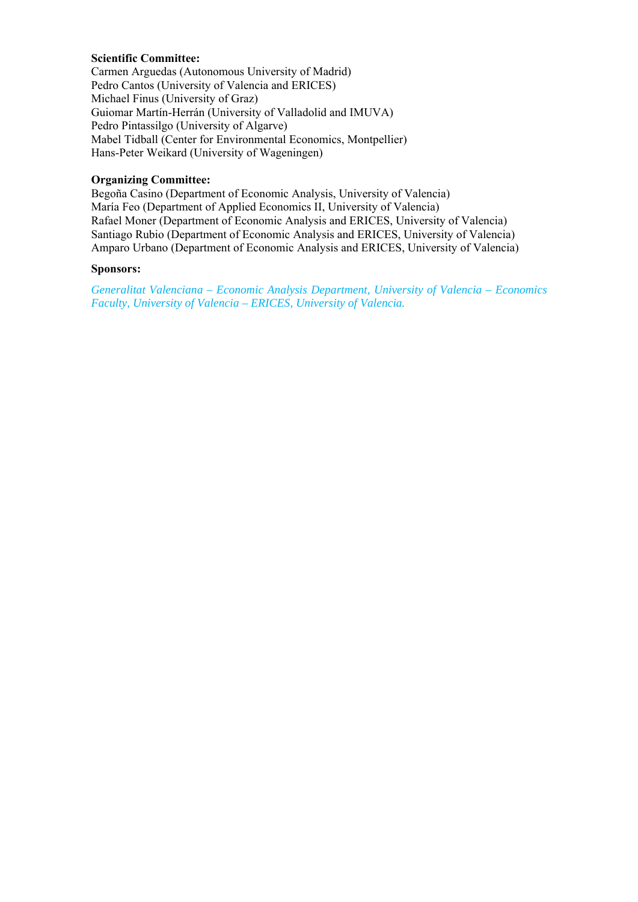**Scientific Committee:**

Carmen Arguedas (Autonomous University of Madrid)
Pedro Cantos (University of Valencia and ERICES)
Michael Finus (University of Graz)
Guiomar Martín-Herrán (University of Valladolid and IMUVA)
Pedro Pintassilgo (University of Algarve)
Mabel Tidball (Center for Environmental Economics, Montpellier)
Hans-Peter Weikard (University of Wageningen)

**Organizing Committee:**

Begoña Casino (Department of Economic Analysis, University of Valencia)
María Feo (Department of Applied Economics II, University of Valencia)
Rafael Moner (Department of Economic Analysis and ERICES, University of Valencia)
Santiago Rubio (Department of Economic Analysis and ERICES, University of Valencia)
Amparo Urbano (Department of Economic Analysis and ERICES, University of Valencia)

**Sponsors:**

*Generalitat Valenciana – Economic Analysis Department, University of Valencia – Economics Faculty, University of Valencia – ERICES, University of Valencia.*